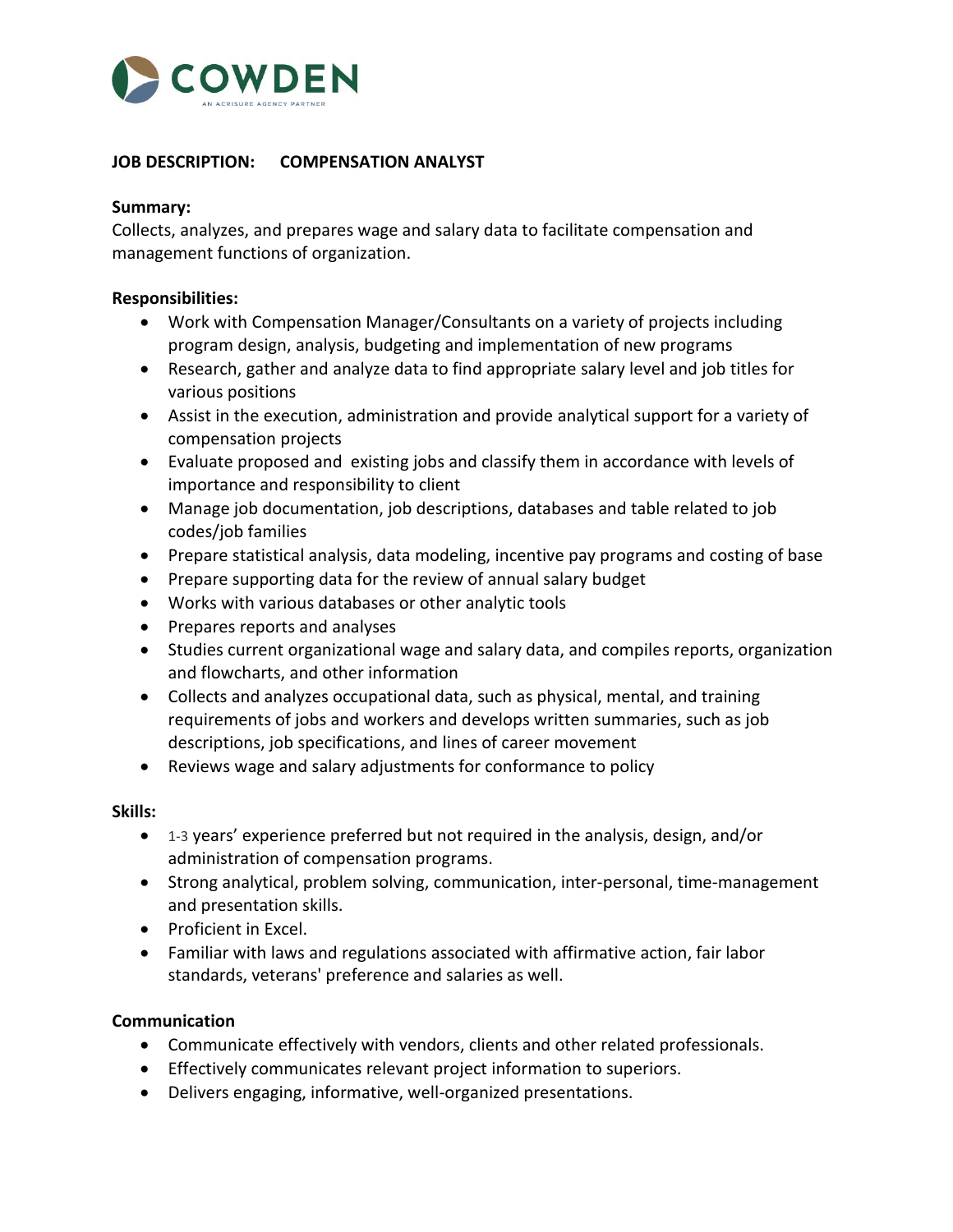COWDEN

AN ACRISURE AGENCY PARTNER

**JOB DESCRIPTION: COMPENSATION ANALYST**

**Summary:**
Collects, analyzes, and prepares wage and salary data to facilitate compensation and management functions of organization.

**Responsibilities:**

- Work with Compensation Manager/Consultants on a variety of projects including program design, analysis, budgeting and implementation of new programs
- Research, gather and analyze data to find appropriate salary level and job titles for various positions
- Assist in the execution, administration and provide analytical support for a variety of compensation projects
- Evaluate proposed and existing jobs and classify them in accordance with levels of importance and responsibility to client
- Manage job documentation, job descriptions, databases and table related to job codes/job families
- Prepare statistical analysis, data modeling, incentive pay programs and costing of base
- Prepare supporting data for the review of annual salary budget
- Works with various databases or other analytic tools
- Prepares reports and analyses
- Studies current organizational wage and salary data, and compiles reports, organization and flowcharts, and other information
- Collects and analyzes occupational data, such as physical, mental, and training requirements of jobs and workers and develops written summaries, such as job descriptions, job specifications, and lines of career movement
- Reviews wage and salary adjustments for conformance to policy

**Skills:**

- 1-3 years' experience preferred but not required in the analysis, design, and/or administration of compensation programs.
- Strong analytical, problem solving, communication, inter-personal, time-management and presentation skills.
- Proficient in Excel.
- Familiar with laws and regulations associated with affirmative action, fair labor standards, veterans' preference and salaries as well.

**Communication**

- Communicate effectively with vendors, clients and other related professionals.
- Effectively communicates relevant project information to superiors.
- Delivers engaging, informative, well-organized presentations.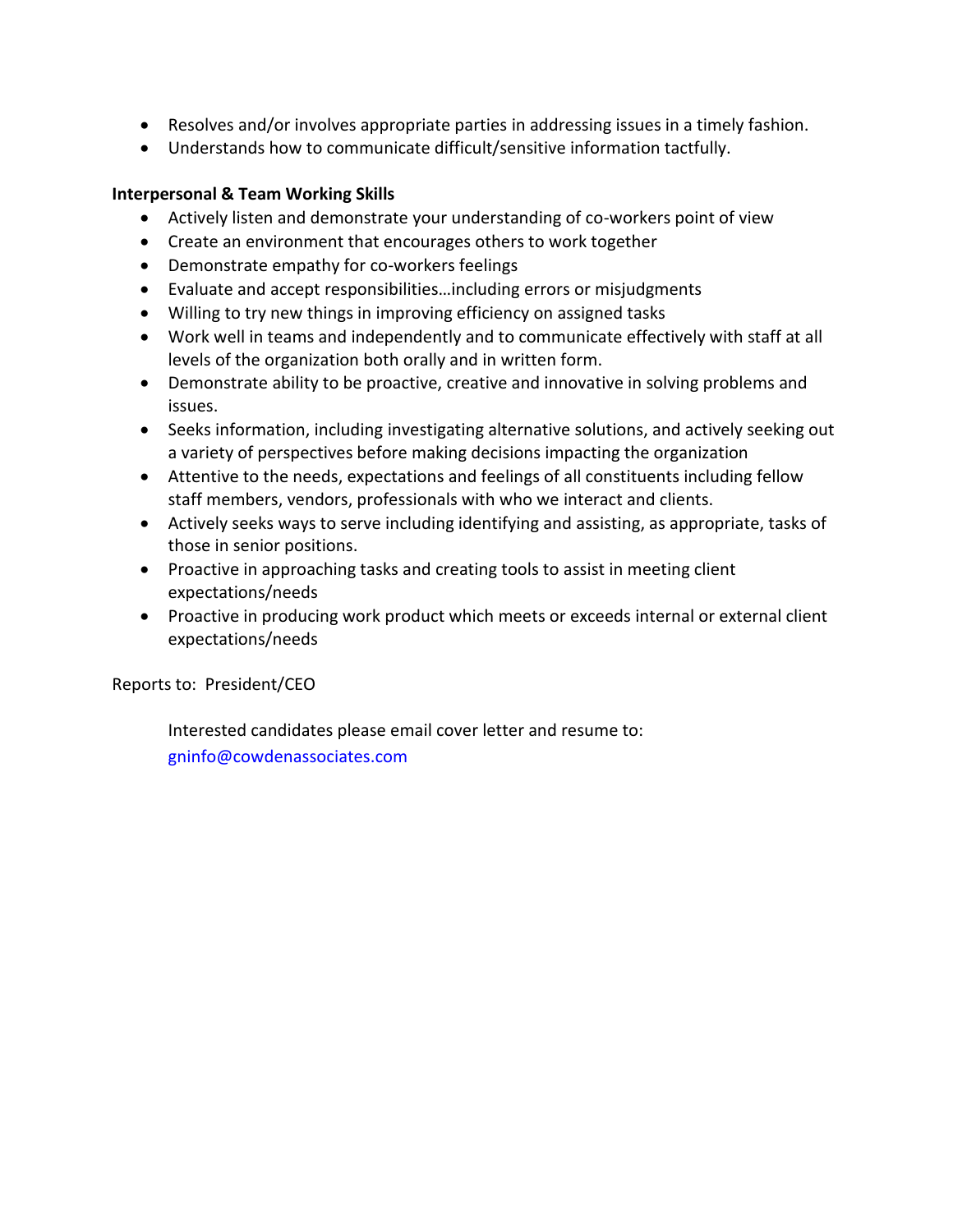- Resolves and/or involves appropriate parties in addressing issues in a timely fashion.
- Understands how to communicate difficult/sensitive information tactfully.

**Interpersonal & Team Working Skills**

- Actively listen and demonstrate your understanding of co-workers point of view
- Create an environment that encourages others to work together
- Demonstrate empathy for co-workers feelings
- Evaluate and accept responsibilities…including errors or misjudgments
- Willing to try new things in improving efficiency on assigned tasks
- Work well in teams and independently and to communicate effectively with staff at all levels of the organization both orally and in written form.
- Demonstrate ability to be proactive, creative and innovative in solving problems and issues.
- Seeks information, including investigating alternative solutions, and actively seeking out a variety of perspectives before making decisions impacting the organization
- Attentive to the needs, expectations and feelings of all constituents including fellow staff members, vendors, professionals with who we interact and clients.
- Actively seeks ways to serve including identifying and assisting, as appropriate, tasks of those in senior positions.
- Proactive in approaching tasks and creating tools to assist in meeting client expectations/needs
- Proactive in producing work product which meets or exceeds internal or external client expectations/needs

Reports to: President/CEO

Interested candidates please email cover letter and resume to:
gninfo@cowdenassociates.com